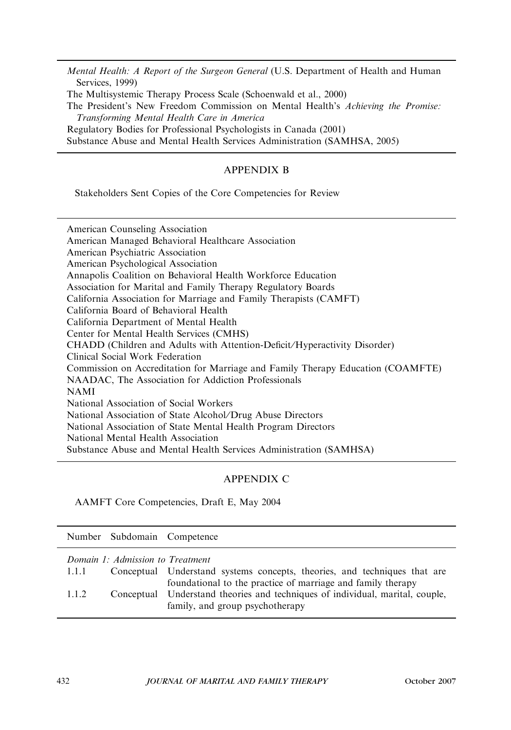*Mental Health: A Report of the Surgeon General* (U.S. Department of Health and Human Services, 1999)
The Multisystemic Therapy Process Scale (Schoenwald et al., 2000)
The President's New Freedom Commission on Mental Health's *Achieving the Promise: Transforming Mental Health Care in America*
Regulatory Bodies for Professional Psychologists in Canada (2001)
Substance Abuse and Mental Health Services Administration (SAMHSA, 2005)

## APPENDIX B

Stakeholders Sent Copies of the Core Competencies for Review

American Counseling Association
American Managed Behavioral Healthcare Association
American Psychiatric Association
American Psychological Association
Annapolis Coalition on Behavioral Health Workforce Education
Association for Marital and Family Therapy Regulatory Boards
California Association for Marriage and Family Therapists (CAMFT)
California Board of Behavioral Health
California Department of Mental Health
Center for Mental Health Services (CMHS)
CHADD (Children and Adults with Attention-Deficit/Hyperactivity Disorder)
Clinical Social Work Federation
Commission on Accreditation for Marriage and Family Therapy Education (COAMFTE)
NAADAC, The Association for Addiction Professionals
NAMI
National Association of Social Workers
National Association of State Alcohol/Drug Abuse Directors
National Association of State Mental Health Program Directors
National Mental Health Association
Substance Abuse and Mental Health Services Administration (SAMHSA)

## APPENDIX C

AAMFT Core Competencies, Draft E, May 2004

| Number | Subdomain | Competence |
|---|---|---|
| *Domain 1: Admission to Treatment* | | |
| 1.1.1 | Conceptual | Understand systems concepts, theories, and techniques that are foundational to the practice of marriage and family therapy |
| 1.1.2 | Conceptual | Understand theories and techniques of individual, marital, couple, family, and group psychotherapy |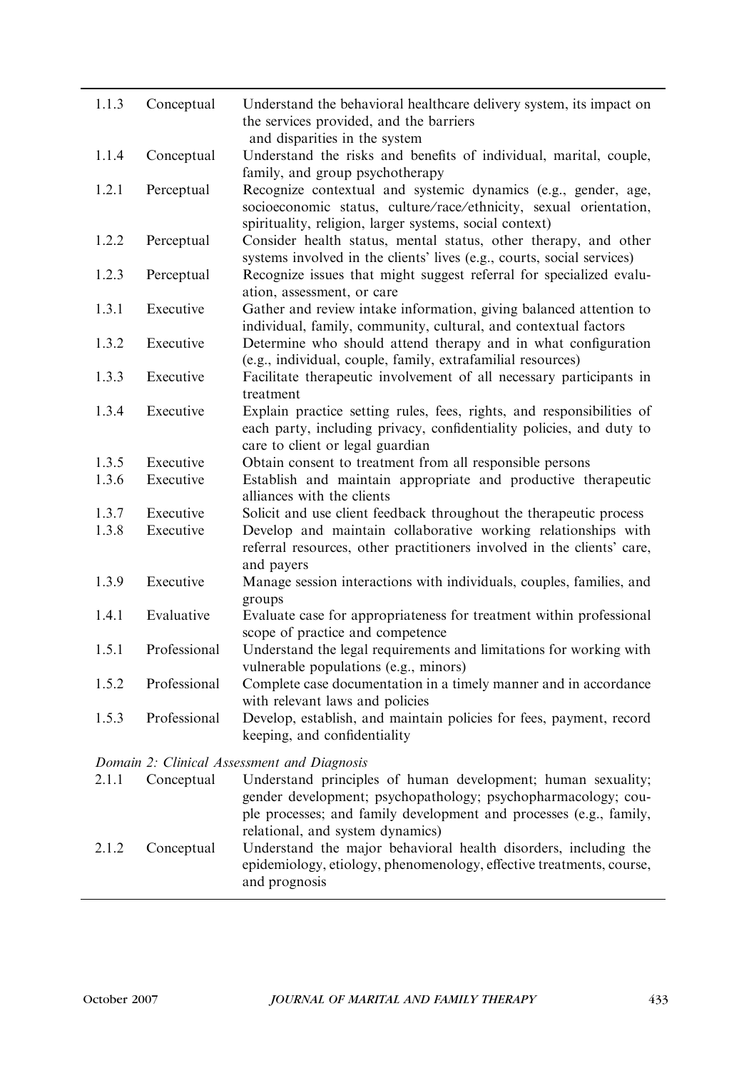| | | |
|---|---|---|
| 1.1.3 | Conceptual | Understand the behavioral healthcare delivery system, its impact on the services provided, and the barriers and disparities in the system |
| 1.1.4 | Conceptual | Understand the risks and benefits of individual, marital, couple, family, and group psychotherapy |
| 1.2.1 | Perceptual | Recognize contextual and systemic dynamics (e.g., gender, age, socioeconomic status, culture/race/ethnicity, sexual orientation, spirituality, religion, larger systems, social context) |
| 1.2.2 | Perceptual | Consider health status, mental status, other therapy, and other systems involved in the clients' lives (e.g., courts, social services) |
| 1.2.3 | Perceptual | Recognize issues that might suggest referral for specialized evaluation, assessment, or care |
| 1.3.1 | Executive | Gather and review intake information, giving balanced attention to individual, family, community, cultural, and contextual factors |
| 1.3.2 | Executive | Determine who should attend therapy and in what configuration (e.g., individual, couple, family, extrafamilial resources) |
| 1.3.3 | Executive | Facilitate therapeutic involvement of all necessary participants in treatment |
| 1.3.4 | Executive | Explain practice setting rules, fees, rights, and responsibilities of each party, including privacy, confidentiality policies, and duty to care to client or legal guardian |
| 1.3.5 | Executive | Obtain consent to treatment from all responsible persons |
| 1.3.6 | Executive | Establish and maintain appropriate and productive therapeutic alliances with the clients |
| 1.3.7 | Executive | Solicit and use client feedback throughout the therapeutic process |
| 1.3.8 | Executive | Develop and maintain collaborative working relationships with referral resources, other practitioners involved in the clients' care, and payers |
| 1.3.9 | Executive | Manage session interactions with individuals, couples, families, and groups |
| 1.4.1 | Evaluative | Evaluate case for appropriateness for treatment within professional scope of practice and competence |
| 1.5.1 | Professional | Understand the legal requirements and limitations for working with vulnerable populations (e.g., minors) |
| 1.5.2 | Professional | Complete case documentation in a timely manner and in accordance with relevant laws and policies |
| 1.5.3 | Professional | Develop, establish, and maintain policies for fees, payment, record keeping, and confidentiality |
| *Domain 2: Clinical Assessment and Diagnosis* | | |
| 2.1.1 | Conceptual | Understand principles of human development; human sexuality; gender development; psychopathology; psychopharmacology; couple processes; and family development and processes (e.g., family, relational, and system dynamics) |
| 2.1.2 | Conceptual | Understand the major behavioral health disorders, including the epidemiology, etiology, phenomenology, effective treatments, course, and prognosis |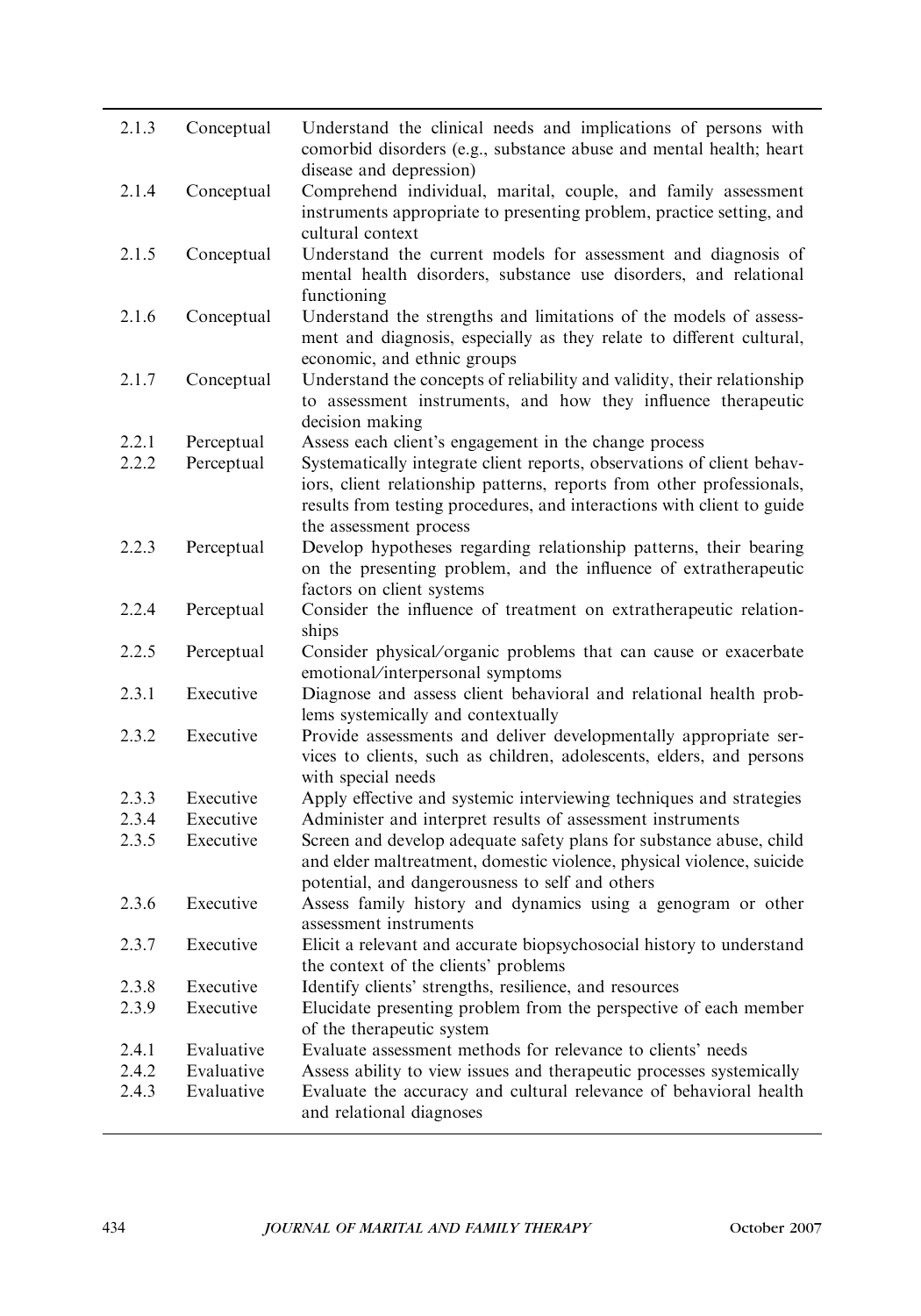| | | |
|---|---|---|
| 2.1.3 | Conceptual | Understand the clinical needs and implications of persons with comorbid disorders (e.g., substance abuse and mental health; heart disease and depression) |
| 2.1.4 | Conceptual | Comprehend individual, marital, couple, and family assessment instruments appropriate to presenting problem, practice setting, and cultural context |
| 2.1.5 | Conceptual | Understand the current models for assessment and diagnosis of mental health disorders, substance use disorders, and relational functioning |
| 2.1.6 | Conceptual | Understand the strengths and limitations of the models of assessment and diagnosis, especially as they relate to different cultural, economic, and ethnic groups |
| 2.1.7 | Conceptual | Understand the concepts of reliability and validity, their relationship to assessment instruments, and how they influence therapeutic decision making |
| 2.2.1 | Perceptual | Assess each client's engagement in the change process |
| 2.2.2 | Perceptual | Systematically integrate client reports, observations of client behaviors, client relationship patterns, reports from other professionals, results from testing procedures, and interactions with client to guide the assessment process |
| 2.2.3 | Perceptual | Develop hypotheses regarding relationship patterns, their bearing on the presenting problem, and the influence of extratherapeutic factors on client systems |
| 2.2.4 | Perceptual | Consider the influence of treatment on extratherapeutic relationships |
| 2.2.5 | Perceptual | Consider physical/organic problems that can cause or exacerbate emotional/interpersonal symptoms |
| 2.3.1 | Executive | Diagnose and assess client behavioral and relational health problems systemically and contextually |
| 2.3.2 | Executive | Provide assessments and deliver developmentally appropriate services to clients, such as children, adolescents, elders, and persons with special needs |
| 2.3.3 | Executive | Apply effective and systemic interviewing techniques and strategies |
| 2.3.4 | Executive | Administer and interpret results of assessment instruments |
| 2.3.5 | Executive | Screen and develop adequate safety plans for substance abuse, child and elder maltreatment, domestic violence, physical violence, suicide potential, and dangerousness to self and others |
| 2.3.6 | Executive | Assess family history and dynamics using a genogram or other assessment instruments |
| 2.3.7 | Executive | Elicit a relevant and accurate biopsychosocial history to understand the context of the clients' problems |
| 2.3.8 | Executive | Identify clients' strengths, resilience, and resources |
| 2.3.9 | Executive | Elucidate presenting problem from the perspective of each member of the therapeutic system |
| 2.4.1 | Evaluative | Evaluate assessment methods for relevance to clients' needs |
| 2.4.2 | Evaluative | Assess ability to view issues and therapeutic processes systemically |
| 2.4.3 | Evaluative | Evaluate the accuracy and cultural relevance of behavioral health and relational diagnoses |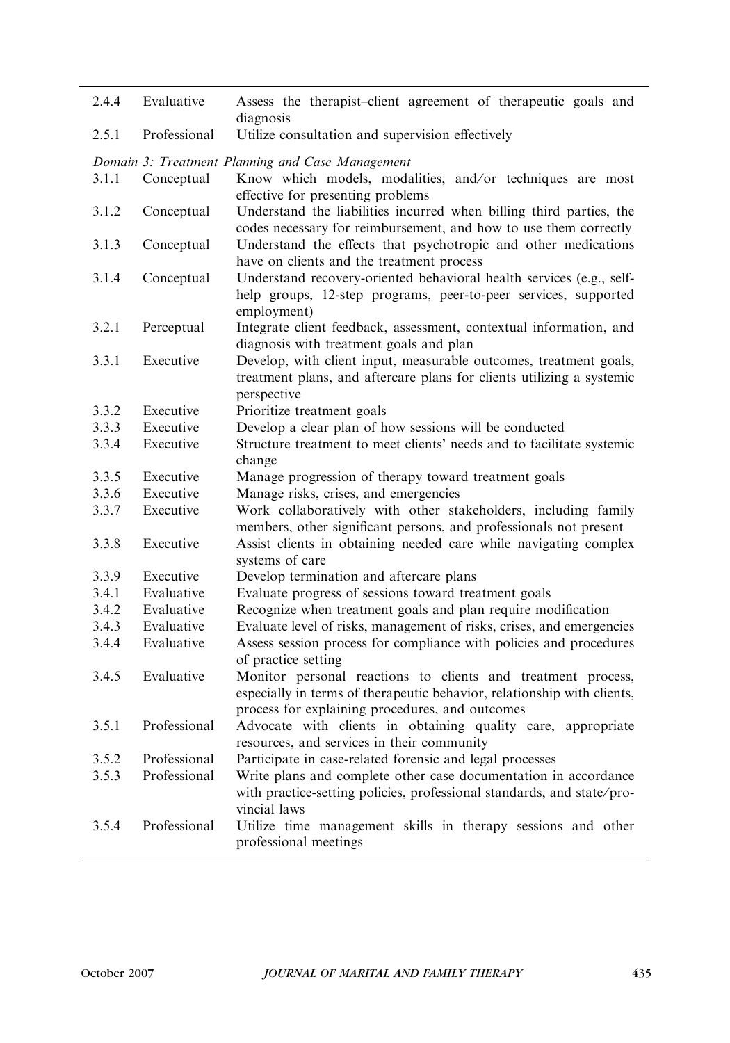| | | |
|---|---|---|
| 2.4.4 | Evaluative | Assess the therapist–client agreement of therapeutic goals and diagnosis |
| 2.5.1 | Professional | Utilize consultation and supervision effectively |
| *Domain 3: Treatment Planning and Case Management* | | |
| 3.1.1 | Conceptual | Know which models, modalities, and/or techniques are most effective for presenting problems |
| 3.1.2 | Conceptual | Understand the liabilities incurred when billing third parties, the codes necessary for reimbursement, and how to use them correctly |
| 3.1.3 | Conceptual | Understand the effects that psychotropic and other medications have on clients and the treatment process |
| 3.1.4 | Conceptual | Understand recovery-oriented behavioral health services (e.g., self-help groups, 12-step programs, peer-to-peer services, supported employment) |
| 3.2.1 | Perceptual | Integrate client feedback, assessment, contextual information, and diagnosis with treatment goals and plan |
| 3.3.1 | Executive | Develop, with client input, measurable outcomes, treatment goals, treatment plans, and aftercare plans for clients utilizing a systemic perspective |
| 3.3.2 | Executive | Prioritize treatment goals |
| 3.3.3 | Executive | Develop a clear plan of how sessions will be conducted |
| 3.3.4 | Executive | Structure treatment to meet clients' needs and to facilitate systemic change |
| 3.3.5 | Executive | Manage progression of therapy toward treatment goals |
| 3.3.6 | Executive | Manage risks, crises, and emergencies |
| 3.3.7 | Executive | Work collaboratively with other stakeholders, including family members, other significant persons, and professionals not present |
| 3.3.8 | Executive | Assist clients in obtaining needed care while navigating complex systems of care |
| 3.3.9 | Executive | Develop termination and aftercare plans |
| 3.4.1 | Evaluative | Evaluate progress of sessions toward treatment goals |
| 3.4.2 | Evaluative | Recognize when treatment goals and plan require modification |
| 3.4.3 | Evaluative | Evaluate level of risks, management of risks, crises, and emergencies |
| 3.4.4 | Evaluative | Assess session process for compliance with policies and procedures of practice setting |
| 3.4.5 | Evaluative | Monitor personal reactions to clients and treatment process, especially in terms of therapeutic behavior, relationship with clients, process for explaining procedures, and outcomes |
| 3.5.1 | Professional | Advocate with clients in obtaining quality care, appropriate resources, and services in their community |
| 3.5.2 | Professional | Participate in case-related forensic and legal processes |
| 3.5.3 | Professional | Write plans and complete other case documentation in accordance with practice-setting policies, professional standards, and state/provincial laws |
| 3.5.4 | Professional | Utilize time management skills in therapy sessions and other professional meetings |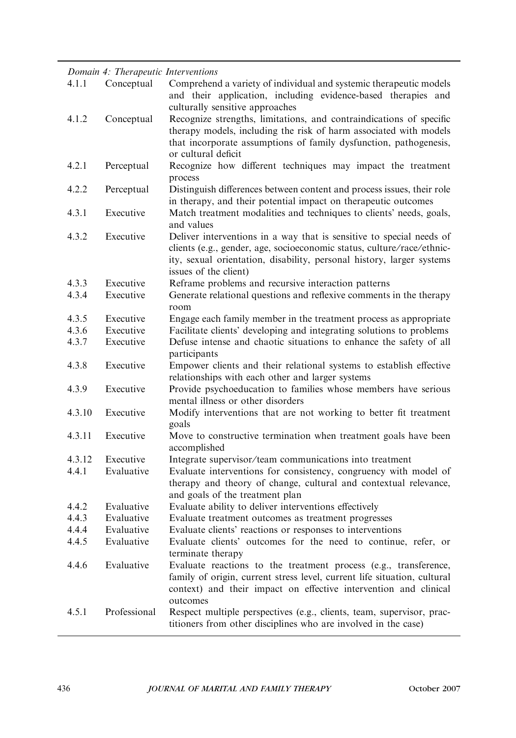| *Domain 4: Therapeutic Interventions* | | |
|---|---|---|
| 4.1.1 | Conceptual | Comprehend a variety of individual and systemic therapeutic models and their application, including evidence-based therapies and culturally sensitive approaches |
| 4.1.2 | Conceptual | Recognize strengths, limitations, and contraindications of specific therapy models, including the risk of harm associated with models that incorporate assumptions of family dysfunction, pathogenesis, or cultural deficit |
| 4.2.1 | Perceptual | Recognize how different techniques may impact the treatment process |
| 4.2.2 | Perceptual | Distinguish differences between content and process issues, their role in therapy, and their potential impact on therapeutic outcomes |
| 4.3.1 | Executive | Match treatment modalities and techniques to clients' needs, goals, and values |
| 4.3.2 | Executive | Deliver interventions in a way that is sensitive to special needs of clients (e.g., gender, age, socioeconomic status, culture/race/ethnicity, sexual orientation, disability, personal history, larger systems issues of the client) |
| 4.3.3 | Executive | Reframe problems and recursive interaction patterns |
| 4.3.4 | Executive | Generate relational questions and reflexive comments in the therapy room |
| 4.3.5 | Executive | Engage each family member in the treatment process as appropriate |
| 4.3.6 | Executive | Facilitate clients' developing and integrating solutions to problems |
| 4.3.7 | Executive | Defuse intense and chaotic situations to enhance the safety of all participants |
| 4.3.8 | Executive | Empower clients and their relational systems to establish effective relationships with each other and larger systems |
| 4.3.9 | Executive | Provide psychoeducation to families whose members have serious mental illness or other disorders |
| 4.3.10 | Executive | Modify interventions that are not working to better fit treatment goals |
| 4.3.11 | Executive | Move to constructive termination when treatment goals have been accomplished |
| 4.3.12 | Executive | Integrate supervisor/team communications into treatment |
| 4.4.1 | Evaluative | Evaluate interventions for consistency, congruency with model of therapy and theory of change, cultural and contextual relevance, and goals of the treatment plan |
| 4.4.2 | Evaluative | Evaluate ability to deliver interventions effectively |
| 4.4.3 | Evaluative | Evaluate treatment outcomes as treatment progresses |
| 4.4.4 | Evaluative | Evaluate clients' reactions or responses to interventions |
| 4.4.5 | Evaluative | Evaluate clients' outcomes for the need to continue, refer, or terminate therapy |
| 4.4.6 | Evaluative | Evaluate reactions to the treatment process (e.g., transference, family of origin, current stress level, current life situation, cultural context) and their impact on effective intervention and clinical outcomes |
| 4.5.1 | Professional | Respect multiple perspectives (e.g., clients, team, supervisor, practitioners from other disciplines who are involved in the case) |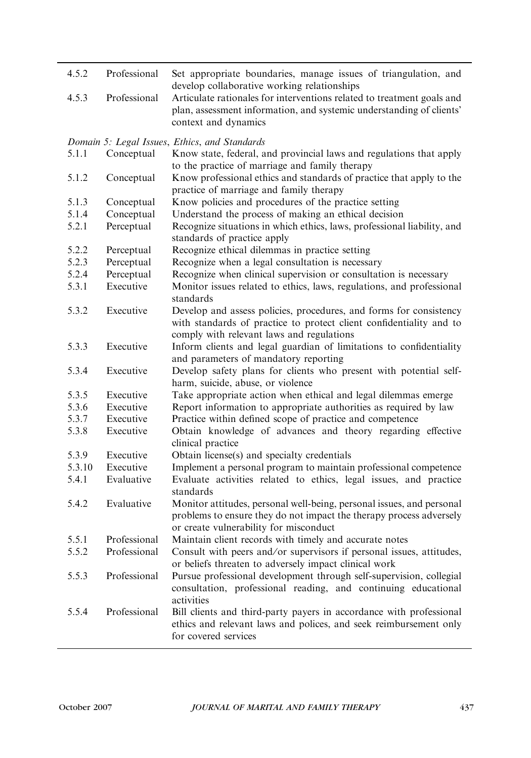| | | |
|---|---|---|
| 4.5.2 | Professional | Set appropriate boundaries, manage issues of triangulation, and develop collaborative working relationships |
| 4.5.3 | Professional | Articulate rationales for interventions related to treatment goals and plan, assessment information, and systemic understanding of clients' context and dynamics |
| *Domain 5: Legal Issues, Ethics, and Standards* | | |
| 5.1.1 | Conceptual | Know state, federal, and provincial laws and regulations that apply to the practice of marriage and family therapy |
| 5.1.2 | Conceptual | Know professional ethics and standards of practice that apply to the practice of marriage and family therapy |
| 5.1.3 | Conceptual | Know policies and procedures of the practice setting |
| 5.1.4 | Conceptual | Understand the process of making an ethical decision |
| 5.2.1 | Perceptual | Recognize situations in which ethics, laws, professional liability, and standards of practice apply |
| 5.2.2 | Perceptual | Recognize ethical dilemmas in practice setting |
| 5.2.3 | Perceptual | Recognize when a legal consultation is necessary |
| 5.2.4 | Perceptual | Recognize when clinical supervision or consultation is necessary |
| 5.3.1 | Executive | Monitor issues related to ethics, laws, regulations, and professional standards |
| 5.3.2 | Executive | Develop and assess policies, procedures, and forms for consistency with standards of practice to protect client confidentiality and to comply with relevant laws and regulations |
| 5.3.3 | Executive | Inform clients and legal guardian of limitations to confidentiality and parameters of mandatory reporting |
| 5.3.4 | Executive | Develop safety plans for clients who present with potential self-harm, suicide, abuse, or violence |
| 5.3.5 | Executive | Take appropriate action when ethical and legal dilemmas emerge |
| 5.3.6 | Executive | Report information to appropriate authorities as required by law |
| 5.3.7 | Executive | Practice within defined scope of practice and competence |
| 5.3.8 | Executive | Obtain knowledge of advances and theory regarding effective clinical practice |
| 5.3.9 | Executive | Obtain license(s) and specialty credentials |
| 5.3.10 | Executive | Implement a personal program to maintain professional competence |
| 5.4.1 | Evaluative | Evaluate activities related to ethics, legal issues, and practice standards |
| 5.4.2 | Evaluative | Monitor attitudes, personal well-being, personal issues, and personal problems to ensure they do not impact the therapy process adversely or create vulnerability for misconduct |
| 5.5.1 | Professional | Maintain client records with timely and accurate notes |
| 5.5.2 | Professional | Consult with peers and/or supervisors if personal issues, attitudes, or beliefs threaten to adversely impact clinical work |
| 5.5.3 | Professional | Pursue professional development through self-supervision, collegial consultation, professional reading, and continuing educational activities |
| 5.5.4 | Professional | Bill clients and third-party payers in accordance with professional ethics and relevant laws and polices, and seek reimbursement only for covered services |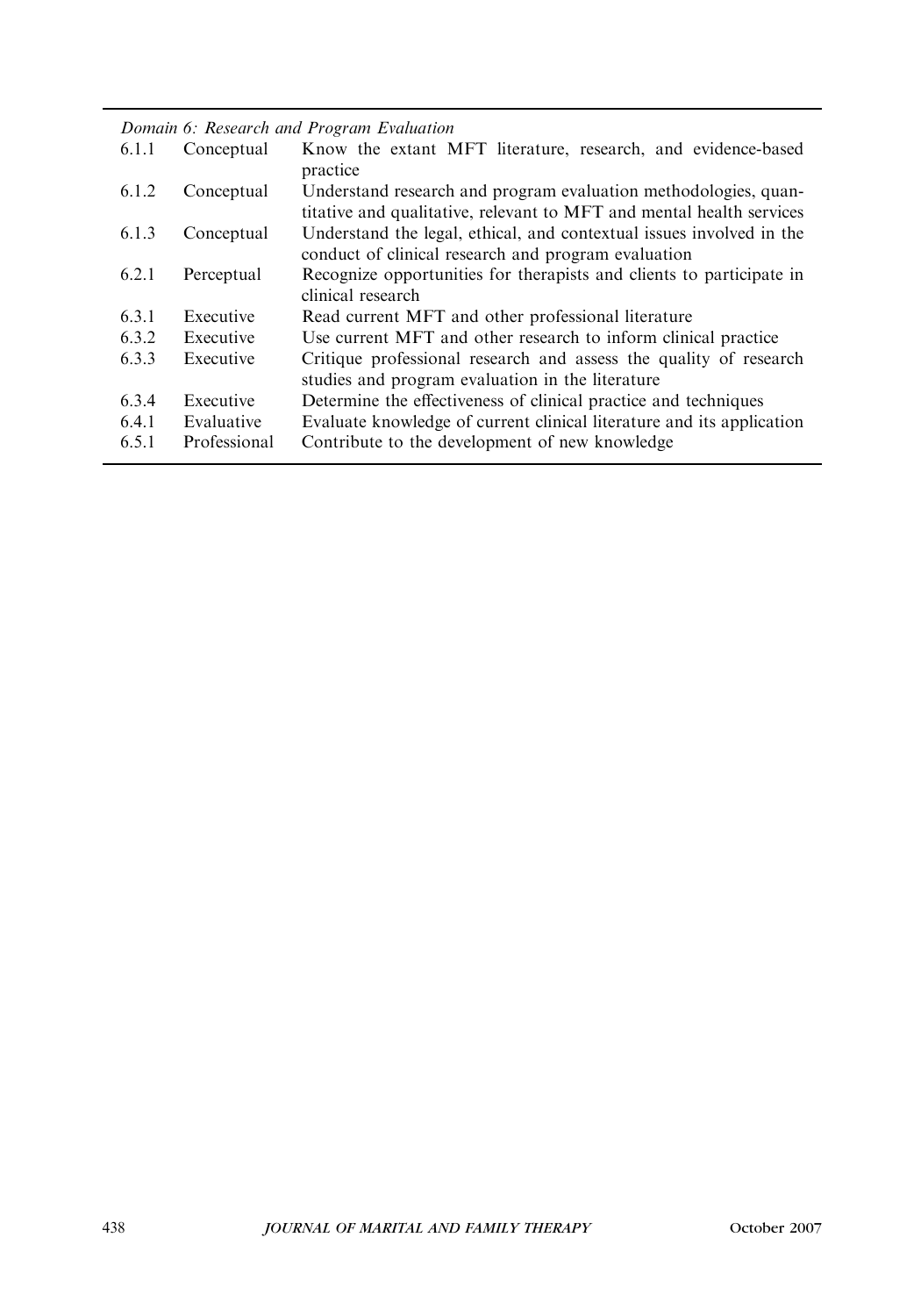| | | |
|---|---|---|
| *Domain 6: Research and Program Evaluation* | | |
| 6.1.1 | Conceptual | Know the extant MFT literature, research, and evidence-based practice |
| 6.1.2 | Conceptual | Understand research and program evaluation methodologies, quantitative and qualitative, relevant to MFT and mental health services |
| 6.1.3 | Conceptual | Understand the legal, ethical, and contextual issues involved in the conduct of clinical research and program evaluation |
| 6.2.1 | Perceptual | Recognize opportunities for therapists and clients to participate in clinical research |
| 6.3.1 | Executive | Read current MFT and other professional literature |
| 6.3.2 | Executive | Use current MFT and other research to inform clinical practice |
| 6.3.3 | Executive | Critique professional research and assess the quality of research studies and program evaluation in the literature |
| 6.3.4 | Executive | Determine the effectiveness of clinical practice and techniques |
| 6.4.1 | Evaluative | Evaluate knowledge of current clinical literature and its application |
| 6.5.1 | Professional | Contribute to the development of new knowledge |